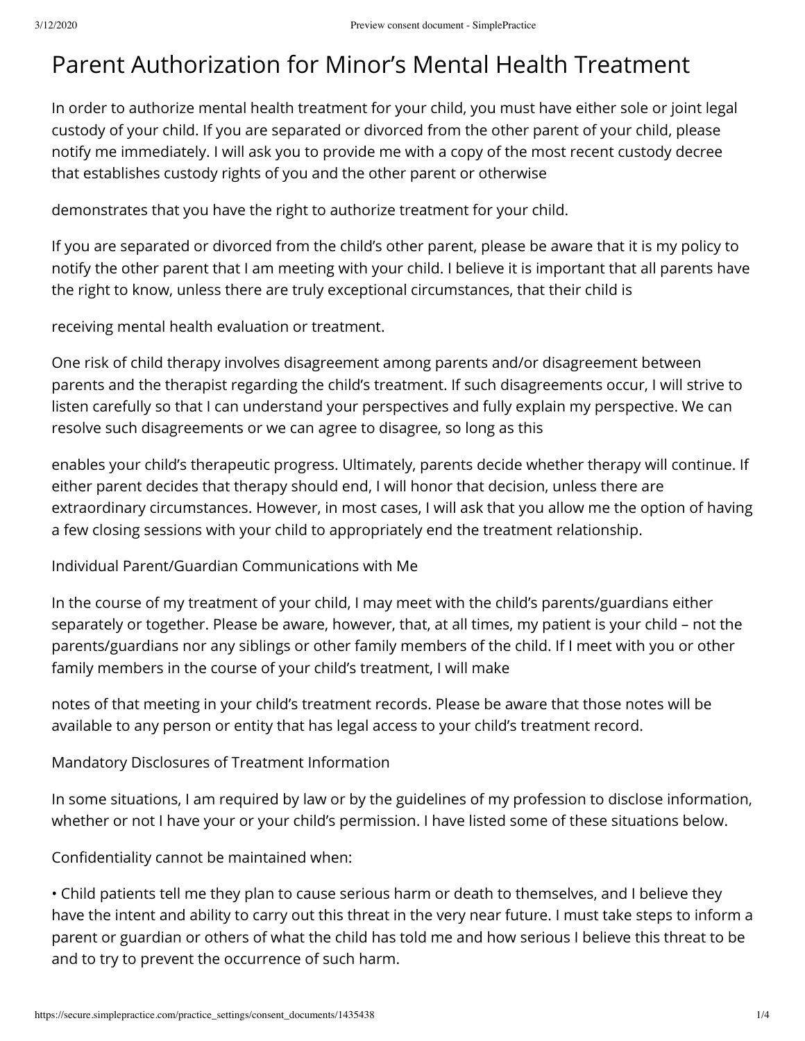# Parent Authorization for Minor's Mental Health Treatment

In order to authorize mental health treatment for your child, you must have either sole or joint legal custody of your child. If you are separated or divorced from the other parent of your child, please notify me immediately. I will ask you to provide me with a copy of the most recent custody decree that establishes custody rights of you and the other parent or otherwise

demonstrates that you have the right to authorize treatment for your child.

If you are separated or divorced from the child's other parent, please be aware that it is my policy to notify the other parent that I am meeting with your child. I believe it is important that all parents have the right to know, unless there are truly exceptional circumstances, that their child is

receiving mental health evaluation or treatment.

One risk of child therapy involves disagreement among parents and/or disagreement between parents and the therapist regarding the child's treatment. If such disagreements occur, I will strive to listen carefully so that I can understand your perspectives and fully explain my perspective. We can resolve such disagreements or we can agree to disagree, so long as this

enables your child's therapeutic progress. Ultimately, parents decide whether therapy will continue. If either parent decides that therapy should end, I will honor that decision, unless there are extraordinary circumstances. However, in most cases, I will ask that you allow me the option of having a few closing sessions with your child to appropriately end the treatment relationship.

## Individual Parent/Guardian Communications with Me

In the course of my treatment of your child, I may meet with the child's parents/guardians either separately or together. Please be aware, however, that, at all times, my patient is your child – not the parents/guardians nor any siblings or other family members of the child. If I meet with you or other family members in the course of your child's treatment, I will make

notes of that meeting in your child's treatment records. Please be aware that those notes will be available to any person or entity that has legal access to your child's treatment record.

## Mandatory Disclosures of Treatment Information

In some situations, I am required by law or by the guidelines of my profession to disclose information, whether or not I have your or your child's permission. I have listed some of these situations below.

Confidentiality cannot be maintained when:

- Child patients tell me they plan to cause serious harm or death to themselves, and I believe they have the intent and ability to carry out this threat in the very near future. I must take steps to inform a parent or guardian or others of what the child has told me and how serious I believe this threat to be and to try to prevent the occurrence of such harm.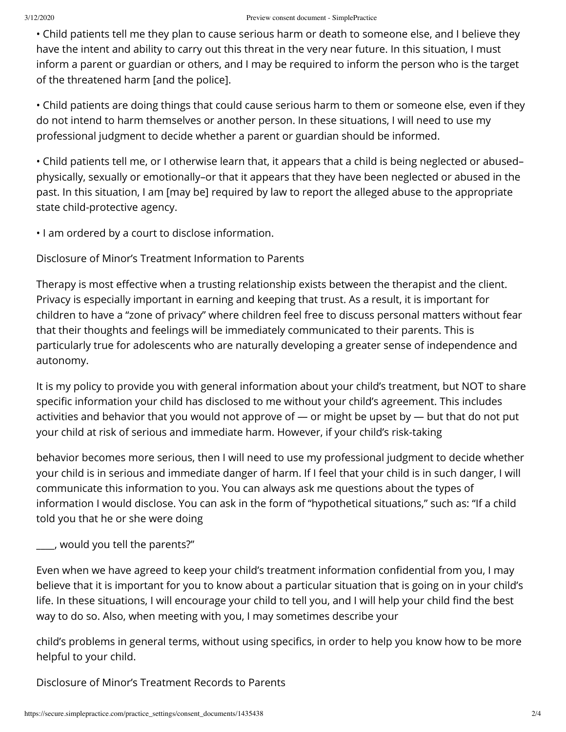- Child patients tell me they plan to cause serious harm or death to someone else, and I believe they have the intent and ability to carry out this threat in the very near future. In this situation, I must inform a parent or guardian or others, and I may be required to inform the person who is the target of the threatened harm [and the police].

- Child patients are doing things that could cause serious harm to them or someone else, even if they do not intend to harm themselves or another person. In these situations, I will need to use my professional judgment to decide whether a parent or guardian should be informed.

- Child patients tell me, or I otherwise learn that, it appears that a child is being neglected or abused– physically, sexually or emotionally–or that it appears that they have been neglected or abused in the past. In this situation, I am [may be] required by law to report the alleged abuse to the appropriate state child-protective agency.

- I am ordered by a court to disclose information.

Disclosure of Minor's Treatment Information to Parents

Therapy is most effective when a trusting relationship exists between the therapist and the client. Privacy is especially important in earning and keeping that trust. As a result, it is important for children to have a "zone of privacy" where children feel free to discuss personal matters without fear that their thoughts and feelings will be immediately communicated to their parents. This is particularly true for adolescents who are naturally developing a greater sense of independence and autonomy.

It is my policy to provide you with general information about your child's treatment, but NOT to share specific information your child has disclosed to me without your child's agreement. This includes activities and behavior that you would not approve of — or might be upset by — but that do not put your child at risk of serious and immediate harm. However, if your child's risk-taking behavior becomes more serious, then I will need to use my professional judgment to decide whether your child is in serious and immediate danger of harm. If I feel that your child is in such danger, I will communicate this information to you. You can always ask me questions about the types of information I would disclose. You can ask in the form of "hypothetical situations," such as: "If a child told you that he or she were doing ____, would you tell the parents?"

Even when we have agreed to keep your child's treatment information confidential from you, I may believe that it is important for you to know about a particular situation that is going on in your child's life. In these situations, I will encourage your child to tell you, and I will help your child find the best way to do so. Also, when meeting with you, I may sometimes describe your child's problems in general terms, without using specifics, in order to help you know how to be more helpful to your child.

Disclosure of Minor's Treatment Records to Parents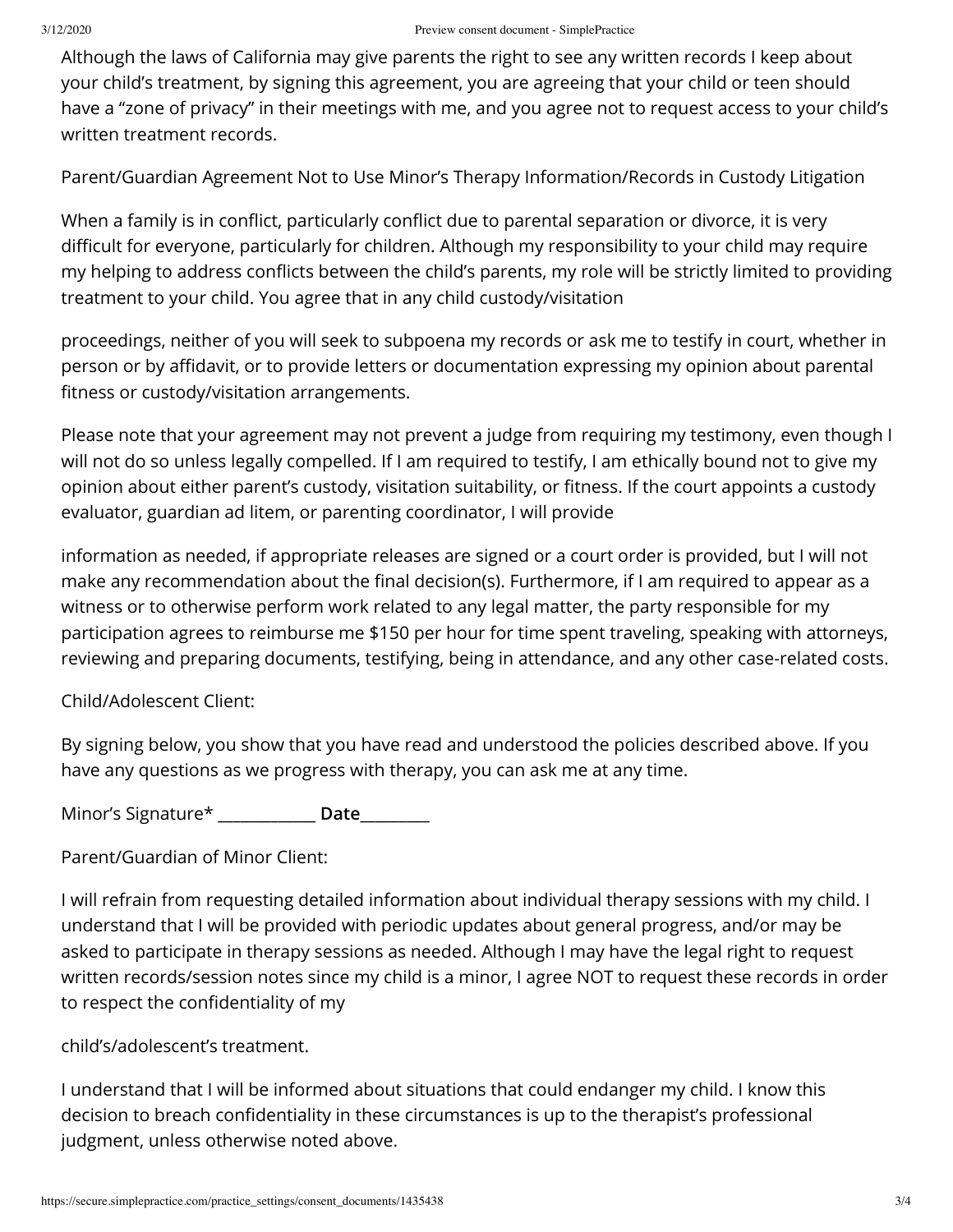Although the laws of California may give parents the right to see any written records I keep about your child's treatment, by signing this agreement, you are agreeing that your child or teen should have a "zone of privacy" in their meetings with me, and you agree not to request access to your child's written treatment records.

Parent/Guardian Agreement Not to Use Minor's Therapy Information/Records in Custody Litigation

When a family is in conflict, particularly conflict due to parental separation or divorce, it is very difficult for everyone, particularly for children. Although my responsibility to your child may require my helping to address conflicts between the child's parents, my role will be strictly limited to providing treatment to your child. You agree that in any child custody/visitation

proceedings, neither of you will seek to subpoena my records or ask me to testify in court, whether in person or by affidavit, or to provide letters or documentation expressing my opinion about parental fitness or custody/visitation arrangements.

Please note that your agreement may not prevent a judge from requiring my testimony, even though I will not do so unless legally compelled. If I am required to testify, I am ethically bound not to give my opinion about either parent's custody, visitation suitability, or fitness. If the court appoints a custody evaluator, guardian ad litem, or parenting coordinator, I will provide

information as needed, if appropriate releases are signed or a court order is provided, but I will not make any recommendation about the final decision(s). Furthermore, if I am required to appear as a witness or to otherwise perform work related to any legal matter, the party responsible for my participation agrees to reimburse me $150 per hour for time spent traveling, speaking with attorneys, reviewing and preparing documents, testifying, being in attendance, and any other case-related costs.

Child/Adolescent Client:

By signing below, you show that you have read and understood the policies described above. If you have any questions as we progress with therapy, you can ask me at any time.

Minor's Signature* ____________ **Date**________

Parent/Guardian of Minor Client:

I will refrain from requesting detailed information about individual therapy sessions with my child. I understand that I will be provided with periodic updates about general progress, and/or may be asked to participate in therapy sessions as needed. Although I may have the legal right to request written records/session notes since my child is a minor, I agree NOT to request these records in order to respect the confidentiality of my

child's/adolescent's treatment.

I understand that I will be informed about situations that could endanger my child. I know this decision to breach confidentiality in these circumstances is up to the therapist's professional judgment, unless otherwise noted above.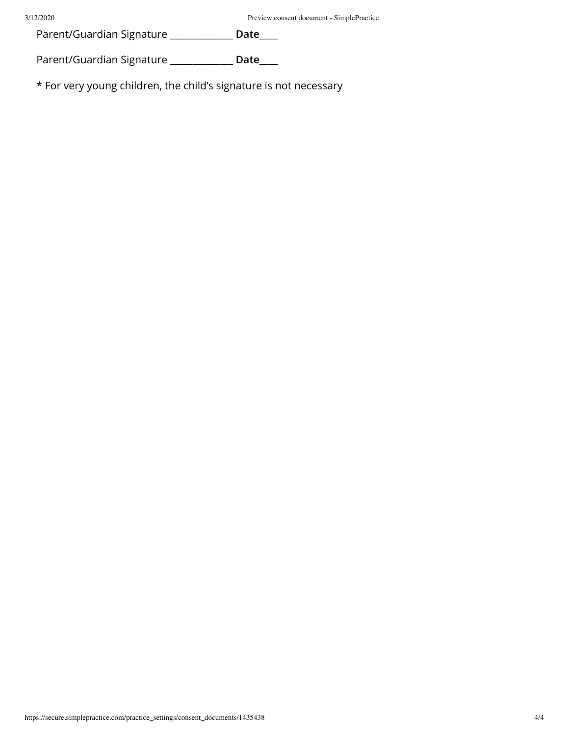Parent/Guardian Signature _____________ **Date**____

Parent/Guardian Signature _____________ **Date**____

* For very young children, the child's signature is not necessary